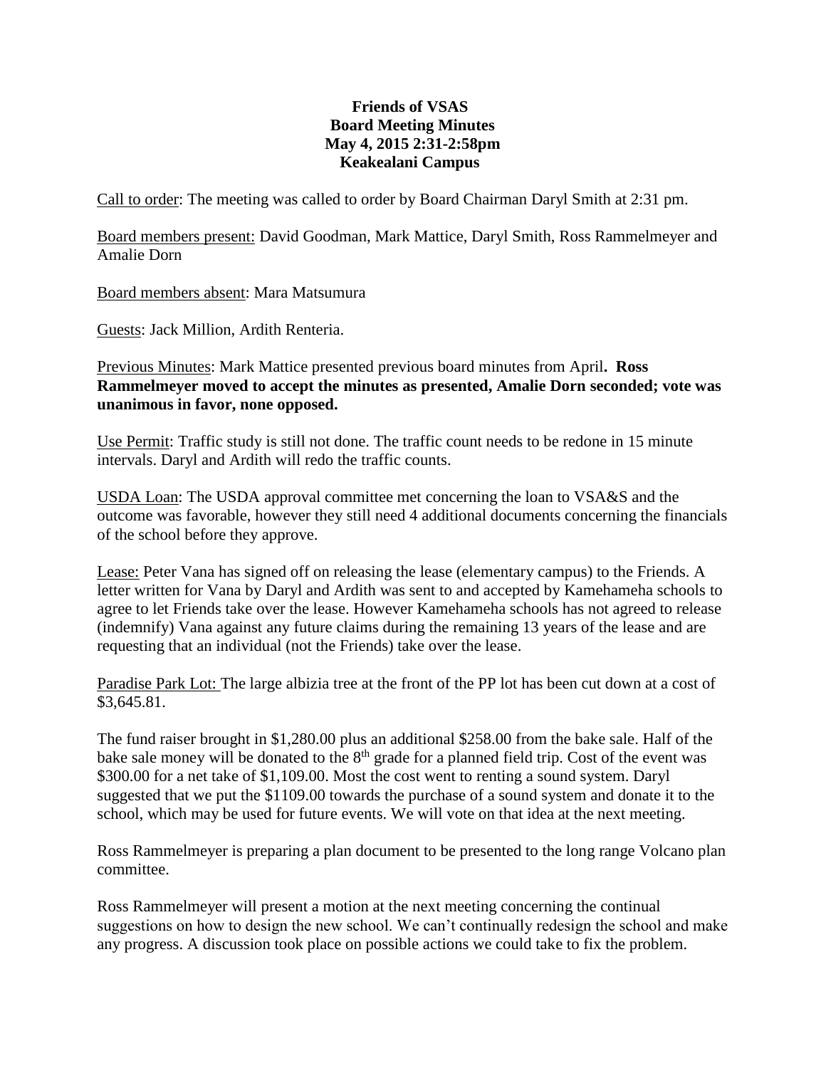# Friends of VSAS
## Board Meeting Minutes
### May 4, 2015 2:31-2:58pm
### Keakealani Campus

Call to order: The meeting was called to order by Board Chairman Daryl Smith at 2:31 pm.

Board members present: David Goodman, Mark Mattice, Daryl Smith, Ross Rammelmeyer and Amalie Dorn

Board members absent: Mara Matsumura

Guests: Jack Million, Ardith Renteria.

Previous Minutes: Mark Mattice presented previous board minutes from April**. Ross Rammelmeyer moved to accept the minutes as presented, Amalie Dorn seconded; vote was unanimous in favor, none opposed.**

Use Permit: Traffic study is still not done. The traffic count needs to be redone in 15 minute intervals. Daryl and Ardith will redo the traffic counts.

USDA Loan: The USDA approval committee met concerning the loan to VSA&S and the outcome was favorable, however they still need 4 additional documents concerning the financials of the school before they approve.

Lease: Peter Vana has signed off on releasing the lease (elementary campus) to the Friends. A letter written for Vana by Daryl and Ardith was sent to and accepted by Kamehameha schools to agree to let Friends take over the lease. However Kamehameha schools has not agreed to release (indemnify) Vana against any future claims during the remaining 13 years of the lease and are requesting that an individual (not the Friends) take over the lease.

Paradise Park Lot: The large albizia tree at the front of the PP lot has been cut down at a cost of $3,645.81.

The fund raiser brought in $1,280.00 plus an additional $258.00 from the bake sale. Half of the bake sale money will be donated to the 8th grade for a planned field trip. Cost of the event was $300.00 for a net take of $1,109.00. Most the cost went to renting a sound system. Daryl suggested that we put the $1109.00 towards the purchase of a sound system and donate it to the school, which may be used for future events. We will vote on that idea at the next meeting.

Ross Rammelmeyer is preparing a plan document to be presented to the long range Volcano plan committee.

Ross Rammelmeyer will present a motion at the next meeting concerning the continual suggestions on how to design the new school. We can't continually redesign the school and make any progress. A discussion took place on possible actions we could take to fix the problem.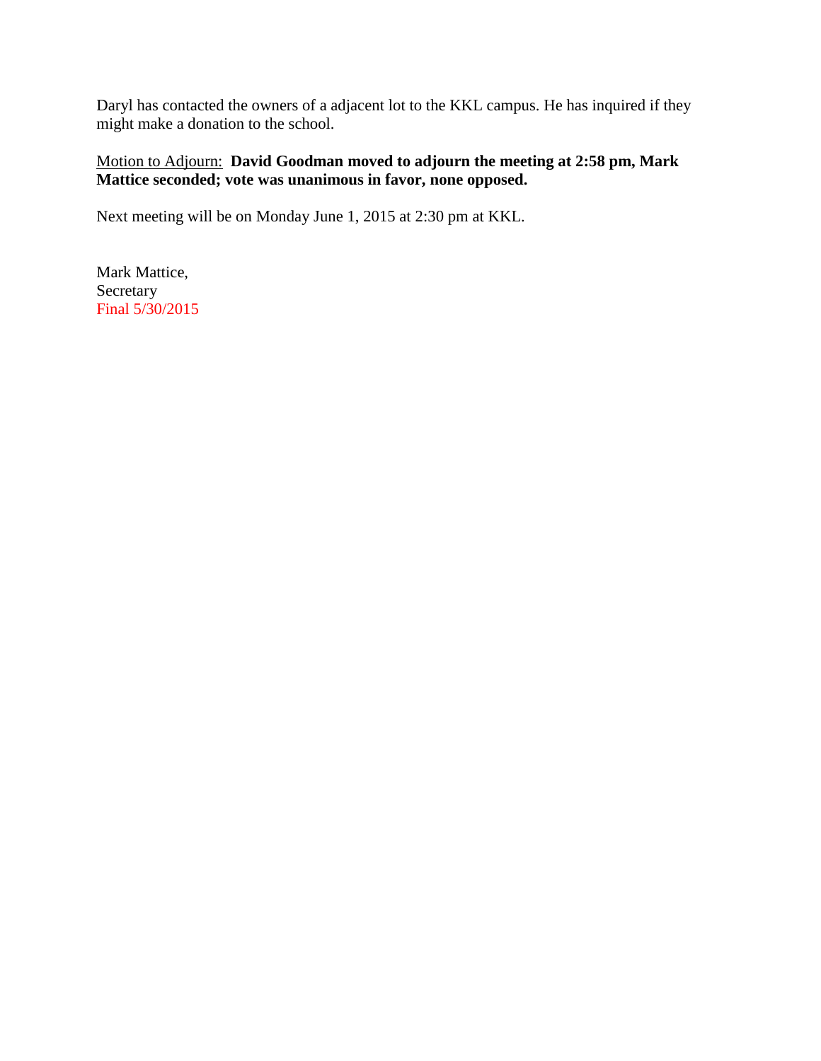Daryl has contacted the owners of a adjacent lot to the KKL campus. He has inquired if they might make a donation to the school.

Motion to Adjourn: **David Goodman moved to adjourn the meeting at 2:58 pm, Mark Mattice seconded; vote was unanimous in favor, none opposed.**

Next meeting will be on Monday June 1, 2015 at 2:30 pm at KKL.

Mark Mattice,
Secretary
Final 5/30/2015